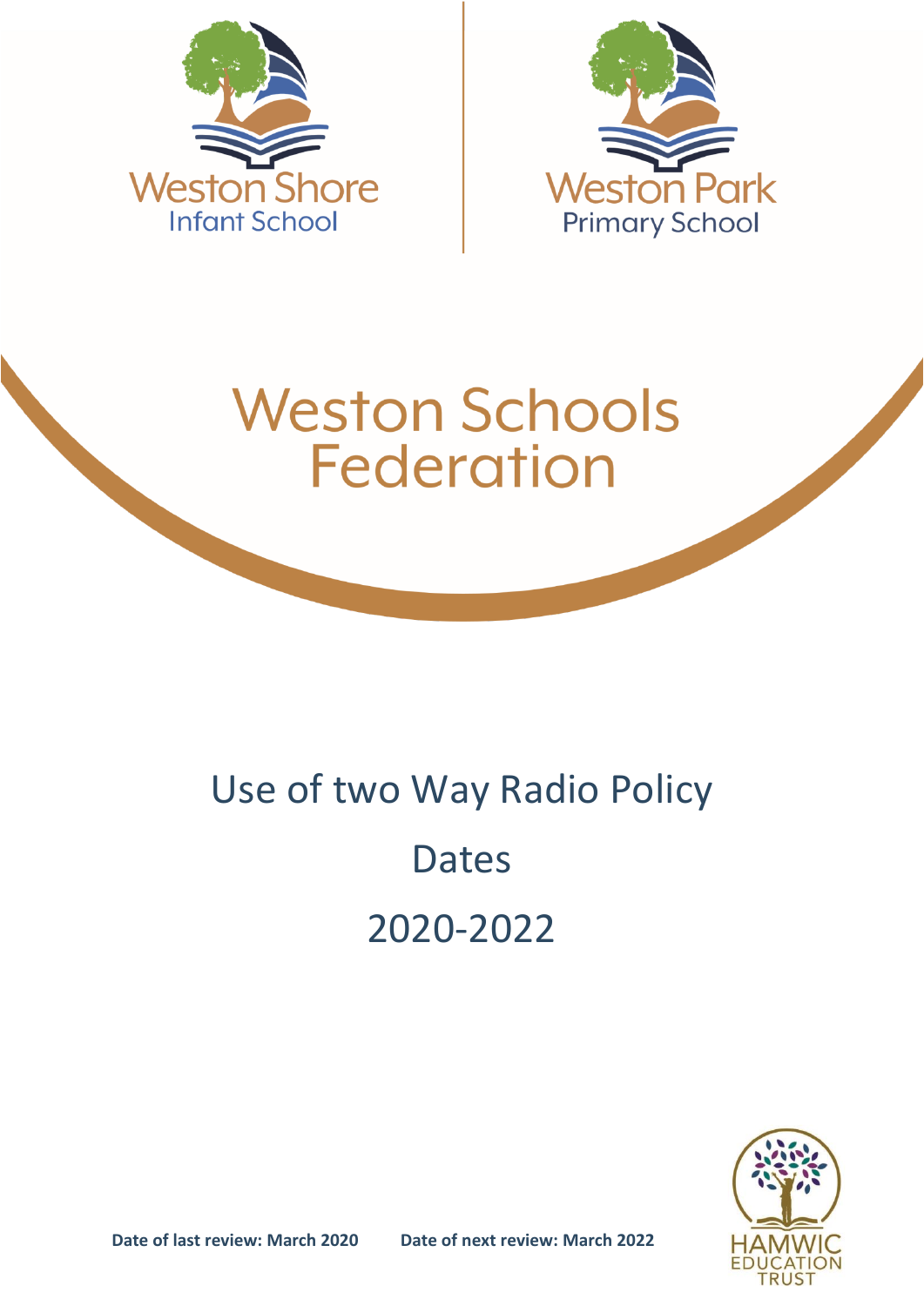Weston Shore
Infant School

Weston Park
Primary School

# Weston Schools Federation

## Use of two Way Radio Policy

Dates

2020-2022

**Date of last review: March 2020** **Date of next review: March 2022**

HAMWIC
EDUCATION
TRUST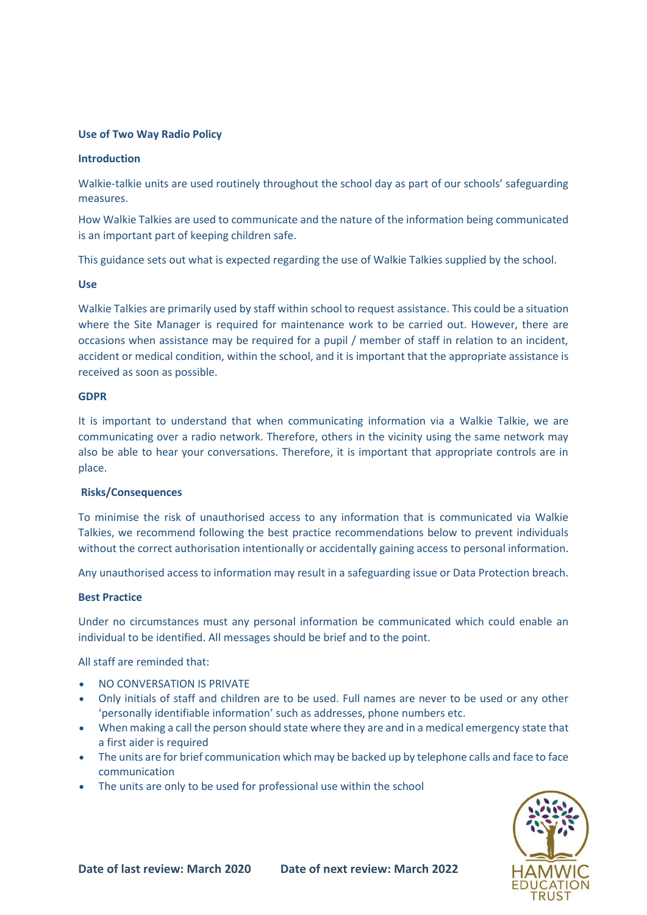## Use of Two Way Radio Policy

### Introduction

Walkie-talkie units are used routinely throughout the school day as part of our schools' safeguarding measures.

How Walkie Talkies are used to communicate and the nature of the information being communicated is an important part of keeping children safe.

This guidance sets out what is expected regarding the use of Walkie Talkies supplied by the school.

### Use

Walkie Talkies are primarily used by staff within school to request assistance. This could be a situation where the Site Manager is required for maintenance work to be carried out. However, there are occasions when assistance may be required for a pupil / member of staff in relation to an incident, accident or medical condition, within the school, and it is important that the appropriate assistance is received as soon as possible.

### GDPR

It is important to understand that when communicating information via a Walkie Talkie, we are communicating over a radio network. Therefore, others in the vicinity using the same network may also be able to hear your conversations. Therefore, it is important that appropriate controls are in place.

### Risks/Consequences

To minimise the risk of unauthorised access to any information that is communicated via Walkie Talkies, we recommend following the best practice recommendations below to prevent individuals without the correct authorisation intentionally or accidentally gaining access to personal information.

Any unauthorised access to information may result in a safeguarding issue or Data Protection breach.

### Best Practice

Under no circumstances must any personal information be communicated which could enable an individual to be identified. All messages should be brief and to the point.

All staff are reminded that:

- NO CONVERSATION IS PRIVATE
- Only initials of staff and children are to be used. Full names are never to be used or any other 'personally identifiable information' such as addresses, phone numbers etc.
- When making a call the person should state where they are and in a medical emergency state that a first aider is required
- The units are for brief communication which may be backed up by telephone calls and face to face communication
- The units are only to be used for professional use within the school

**Date of last review: March 2020** **Date of next review: March 2022**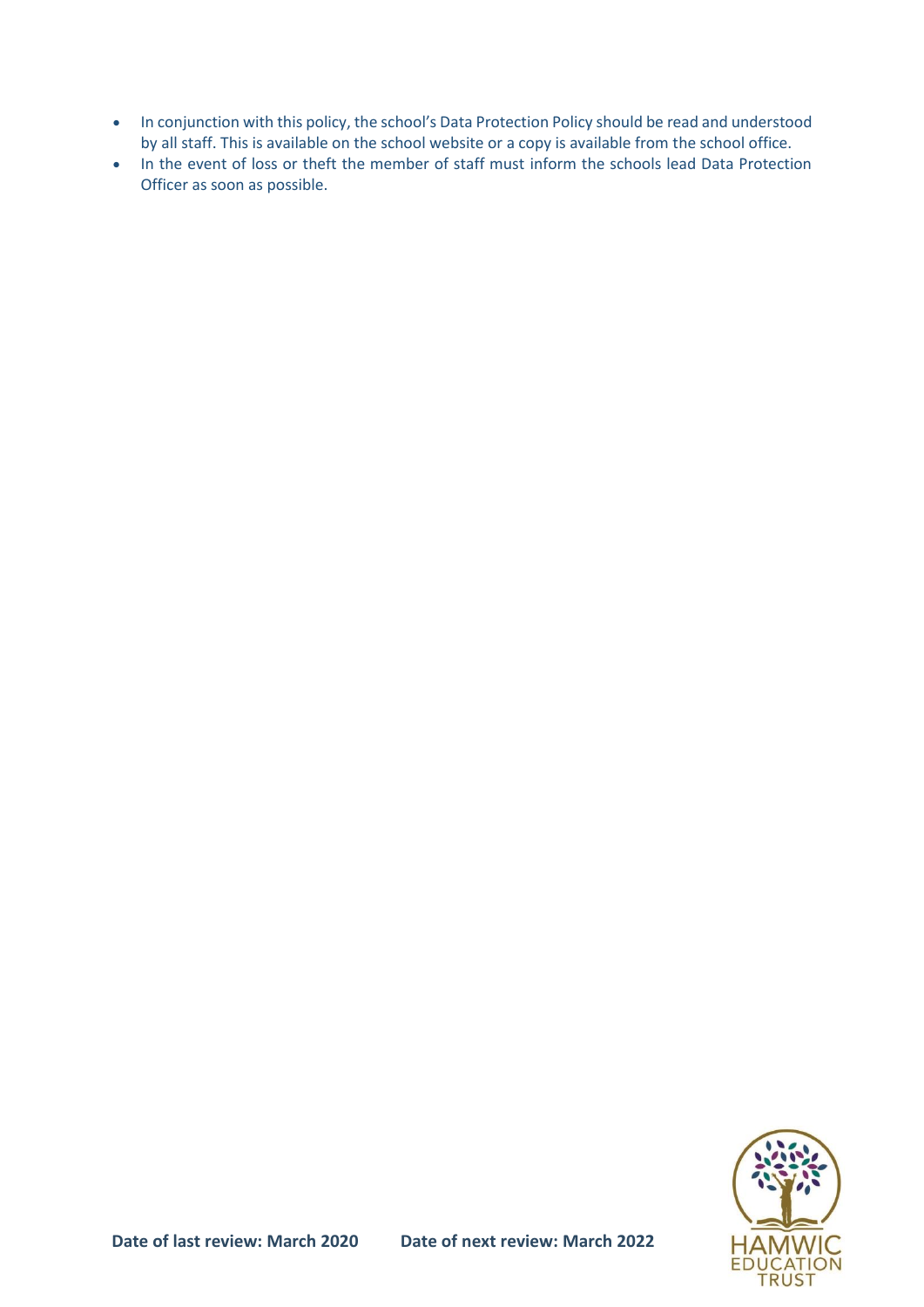- In conjunction with this policy, the school's Data Protection Policy should be read and understood by all staff. This is available on the school website or a copy is available from the school office.
- In the event of loss or theft the member of staff must inform the schools lead Data Protection Officer as soon as possible.

**Date of last review: March 2020** **Date of next review: March 2022**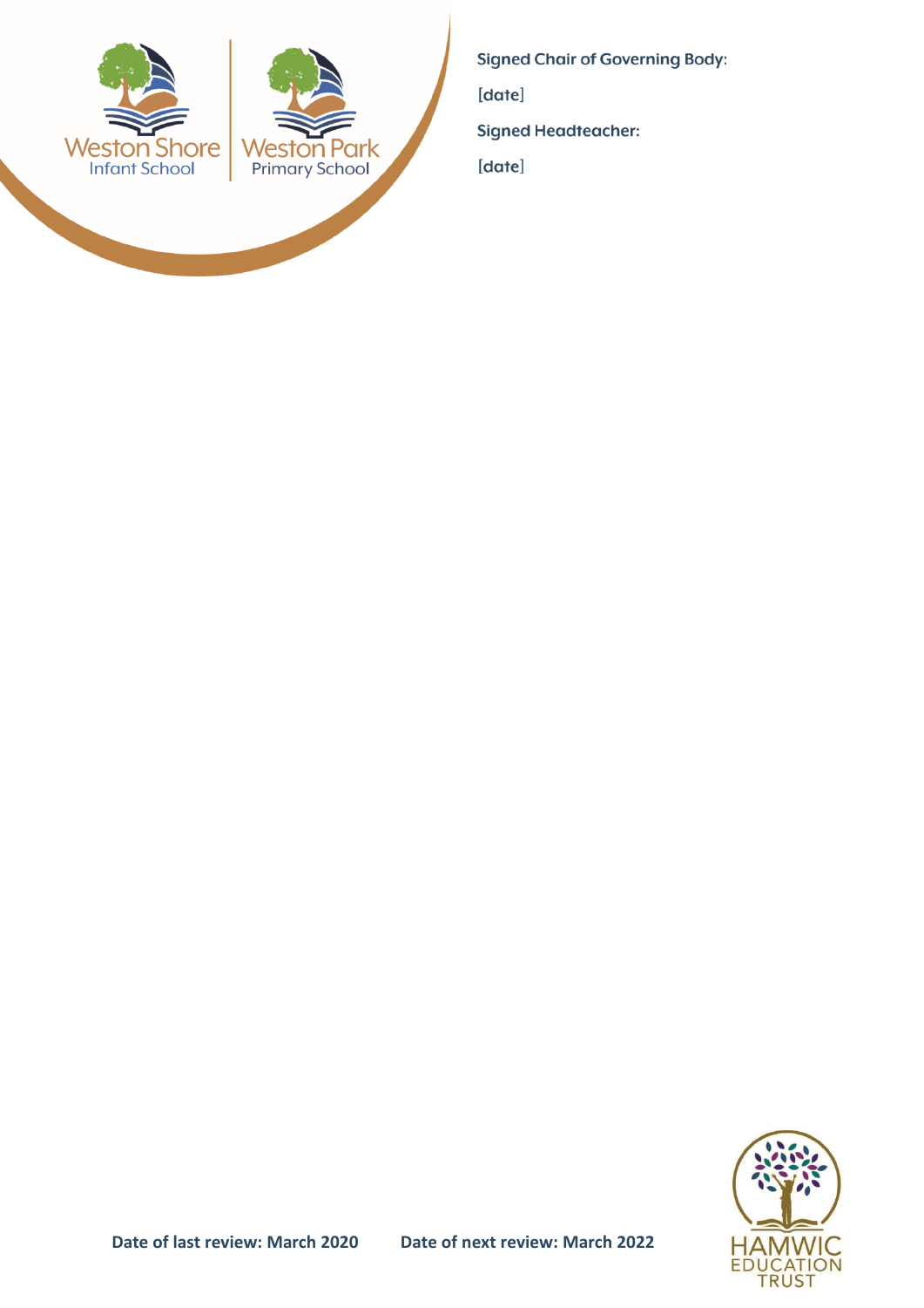Weston Shore Infant School | Weston Park Primary School

**Signed Chair of Governing Body:**

[date]

**Signed Headteacher:**

[date]

**Date of last review: March 2020** **Date of next review: March 2022**

HAMWIC EDUCATION TRUST